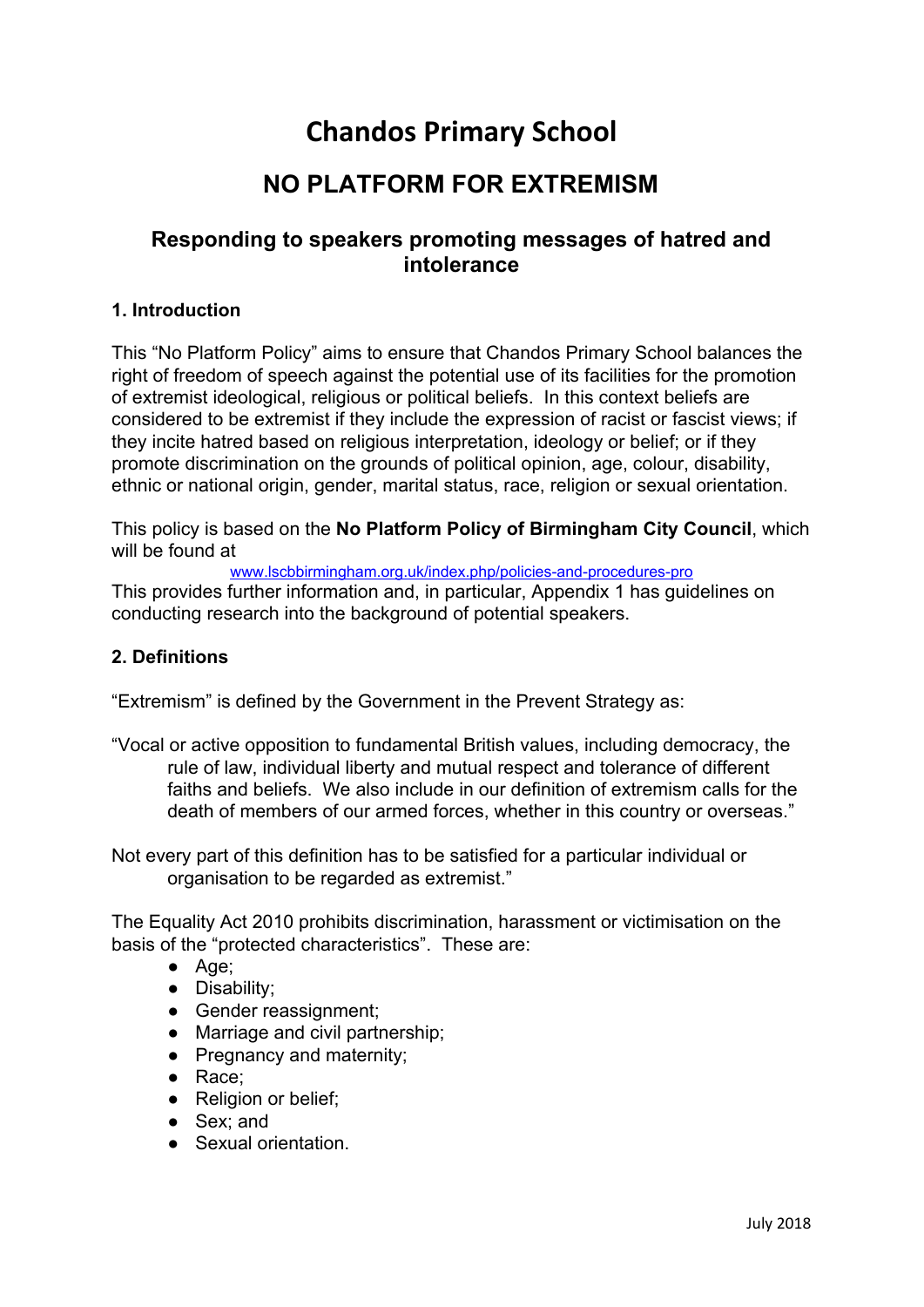# Chandos Primary School

## NO PLATFORM FOR EXTREMISM

### Responding to speakers promoting messages of hatred and intolerance

**1. Introduction**

This "No Platform Policy" aims to ensure that Chandos Primary School balances the right of freedom of speech against the potential use of its facilities for the promotion of extremist ideological, religious or political beliefs. In this context beliefs are considered to be extremist if they include the expression of racist or fascist views; if they incite hatred based on religious interpretation, ideology or belief; or if they promote discrimination on the grounds of political opinion, age, colour, disability, ethnic or national origin, gender, marital status, race, religion or sexual orientation.

This policy is based on the **No Platform Policy of Birmingham City Council**, which will be found at
www.lscbbirmingham.org.uk/index.php/policies-and-procedures-pro
This provides further information and, in particular, Appendix 1 has guidelines on conducting research into the background of potential speakers.

**2. Definitions**

"Extremism" is defined by the Government in the Prevent Strategy as:

"Vocal or active opposition to fundamental British values, including democracy, the rule of law, individual liberty and mutual respect and tolerance of different faiths and beliefs. We also include in our definition of extremism calls for the death of members of our armed forces, whether in this country or overseas."

Not every part of this definition has to be satisfied for a particular individual or organisation to be regarded as extremist."

The Equality Act 2010 prohibits discrimination, harassment or victimisation on the basis of the "protected characteristics". These are:

- Age;
- Disability;
- Gender reassignment;
- Marriage and civil partnership;
- Pregnancy and maternity;
- Race;
- Religion or belief;
- Sex; and
- Sexual orientation.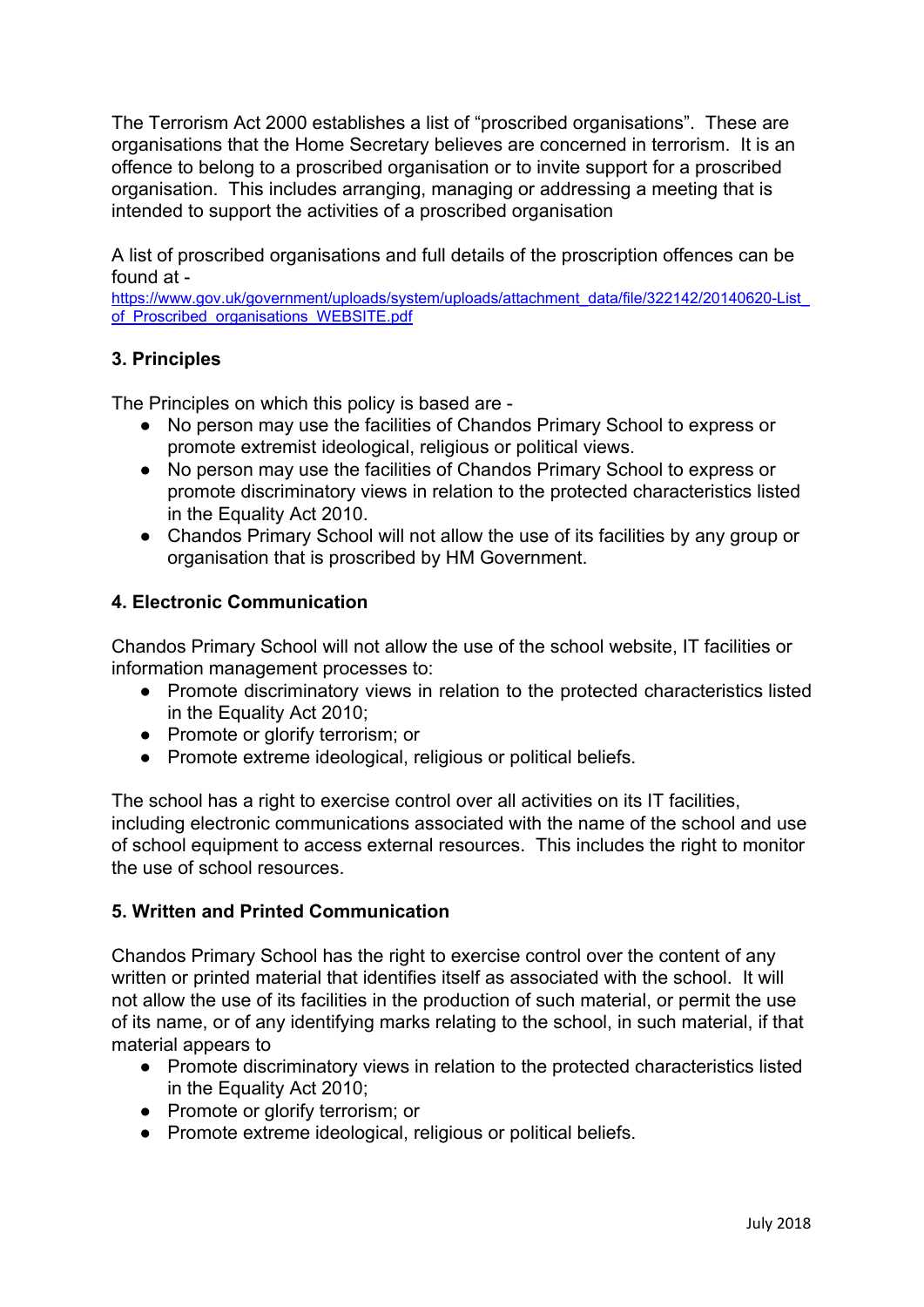The Terrorism Act 2000 establishes a list of "proscribed organisations". These are organisations that the Home Secretary believes are concerned in terrorism. It is an offence to belong to a proscribed organisation or to invite support for a proscribed organisation. This includes arranging, managing or addressing a meeting that is intended to support the activities of a proscribed organisation

A list of proscribed organisations and full details of the proscription offences can be found at - https://www.gov.uk/government/uploads/system/uploads/attachment_data/file/322142/20140620-List_of_Proscribed_organisations_WEBSITE.pdf

### 3. Principles

The Principles on which this policy is based are -

- No person may use the facilities of Chandos Primary School to express or promote extremist ideological, religious or political views.
- No person may use the facilities of Chandos Primary School to express or promote discriminatory views in relation to the protected characteristics listed in the Equality Act 2010.
- Chandos Primary School will not allow the use of its facilities by any group or organisation that is proscribed by HM Government.

### 4. Electronic Communication

Chandos Primary School will not allow the use of the school website, IT facilities or information management processes to:

- Promote discriminatory views in relation to the protected characteristics listed in the Equality Act 2010;
- Promote or glorify terrorism; or
- Promote extreme ideological, religious or political beliefs.

The school has a right to exercise control over all activities on its IT facilities, including electronic communications associated with the name of the school and use of school equipment to access external resources. This includes the right to monitor the use of school resources.

### 5. Written and Printed Communication

Chandos Primary School has the right to exercise control over the content of any written or printed material that identifies itself as associated with the school. It will not allow the use of its facilities in the production of such material, or permit the use of its name, or of any identifying marks relating to the school, in such material, if that material appears to

- Promote discriminatory views in relation to the protected characteristics listed in the Equality Act 2010;
- Promote or glorify terrorism; or
- Promote extreme ideological, religious or political beliefs.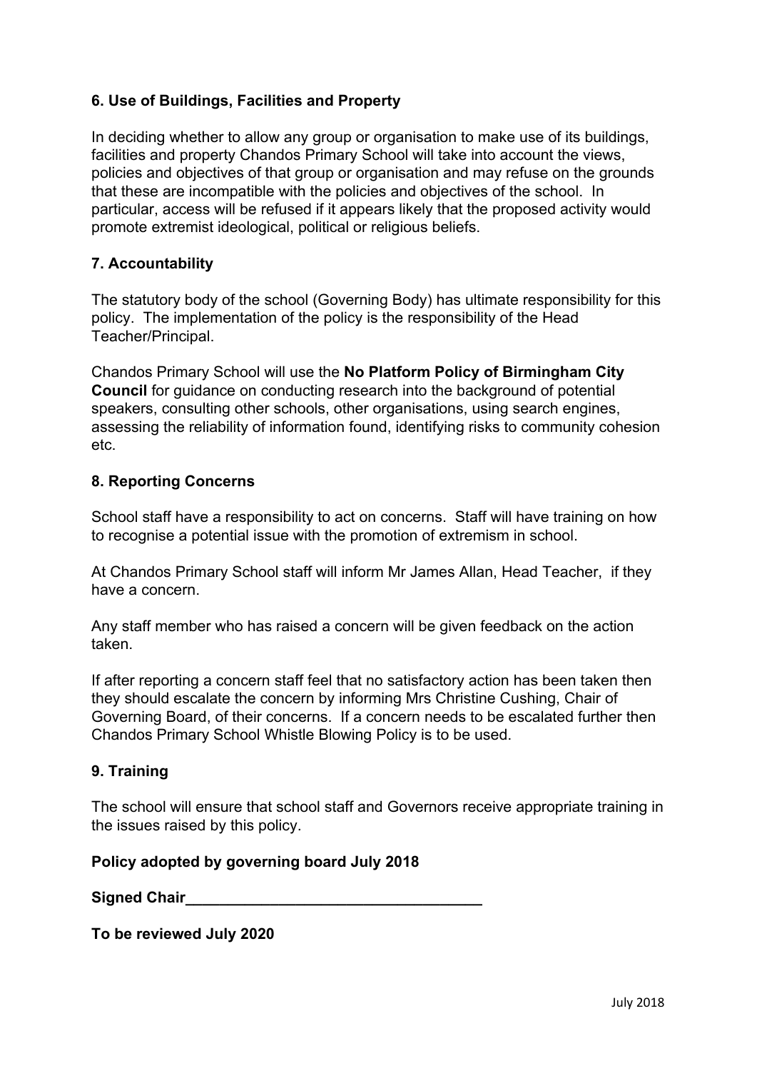## 6. Use of Buildings, Facilities and Property

In deciding whether to allow any group or organisation to make use of its buildings, facilities and property Chandos Primary School will take into account the views, policies and objectives of that group or organisation and may refuse on the grounds that these are incompatible with the policies and objectives of the school. In particular, access will be refused if it appears likely that the proposed activity would promote extremist ideological, political or religious beliefs.

## 7. Accountability

The statutory body of the school (Governing Body) has ultimate responsibility for this policy. The implementation of the policy is the responsibility of the Head Teacher/Principal.

Chandos Primary School will use the **No Platform Policy of Birmingham City Council** for guidance on conducting research into the background of potential speakers, consulting other schools, other organisations, using search engines, assessing the reliability of information found, identifying risks to community cohesion etc.

## 8. Reporting Concerns

School staff have a responsibility to act on concerns. Staff will have training on how to recognise a potential issue with the promotion of extremism in school.

At Chandos Primary School staff will inform Mr James Allan, Head Teacher, if they have a concern.

Any staff member who has raised a concern will be given feedback on the action taken.

If after reporting a concern staff feel that no satisfactory action has been taken then they should escalate the concern by informing Mrs Christine Cushing, Chair of Governing Board, of their concerns. If a concern needs to be escalated further then Chandos Primary School Whistle Blowing Policy is to be used.

## 9. Training

The school will ensure that school staff and Governors receive appropriate training in the issues raised by this policy.

**Policy adopted by governing board July 2018**

**Signed Chair____________________________________**

**To be reviewed July 2020**